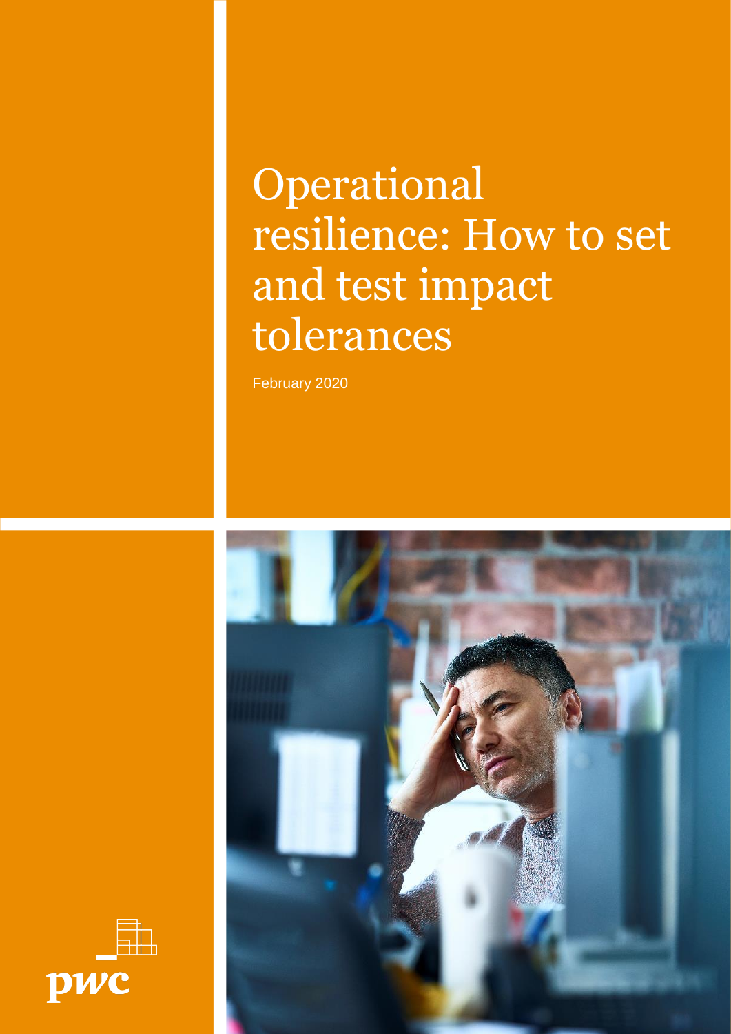# Operational resilience: How to set and test impact tolerances

February 2020

pwc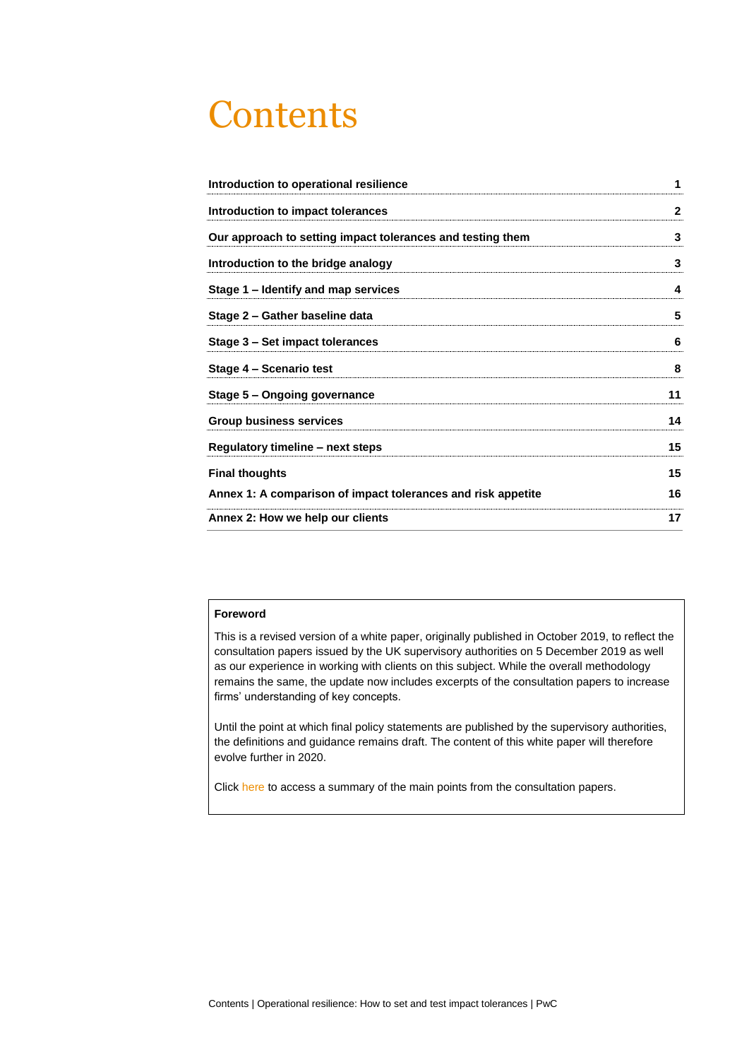# Contents

| | |
|---|---|
| **Introduction to operational resilience** | **1** |
| **Introduction to impact tolerances** | **2** |
| **Our approach to setting impact tolerances and testing them** | **3** |
| **Introduction to the bridge analogy** | **3** |
| **Stage 1 – Identify and map services** | **4** |
| **Stage 2 – Gather baseline data** | **5** |
| **Stage 3 – Set impact tolerances** | **6** |
| **Stage 4 – Scenario test** | **8** |
| **Stage 5 – Ongoing governance** | **11** |
| **Group business services** | **14** |
| **Regulatory timeline – next steps** | **15** |
| **Final thoughts** | **15** |
| **Annex 1: A comparison of impact tolerances and risk appetite** | **16** |
| **Annex 2: How we help our clients** | **17** |

**Foreword**

This is a revised version of a white paper, originally published in October 2019, to reflect the consultation papers issued by the UK supervisory authorities on 5 December 2019 as well as our experience in working with clients on this subject. While the overall methodology remains the same, the update now includes excerpts of the consultation papers to increase firms' understanding of key concepts.

Until the point at which final policy statements are published by the supervisory authorities, the definitions and guidance remains draft. The content of this white paper will therefore evolve further in 2020.

Click here to access a summary of the main points from the consultation papers.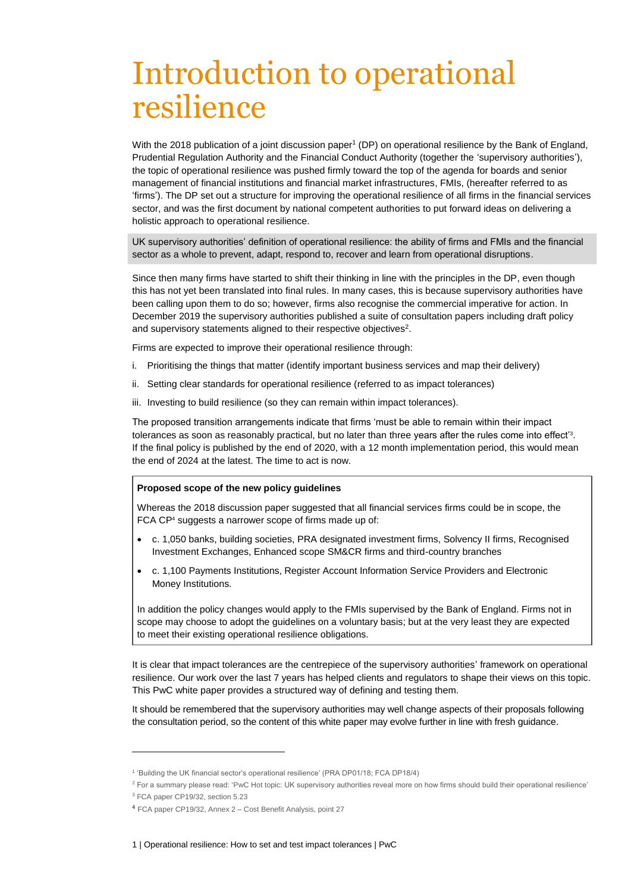# Introduction to operational resilience

With the 2018 publication of a joint discussion paper[1] (DP) on operational resilience by the Bank of England, Prudential Regulation Authority and the Financial Conduct Authority (together the 'supervisory authorities'), the topic of operational resilience was pushed firmly toward the top of the agenda for boards and senior management of financial institutions and financial market infrastructures, FMIs, (hereafter referred to as 'firms'). The DP set out a structure for improving the operational resilience of all firms in the financial services sector, and was the first document by national competent authorities to put forward ideas on delivering a holistic approach to operational resilience.

UK supervisory authorities' definition of operational resilience: the ability of firms and FMIs and the financial sector as a whole to prevent, adapt, respond to, recover and learn from operational disruptions.

Since then many firms have started to shift their thinking in line with the principles in the DP, even though this has not yet been translated into final rules. In many cases, this is because supervisory authorities have been calling upon them to do so; however, firms also recognise the commercial imperative for action. In December 2019 the supervisory authorities published a suite of consultation papers including draft policy and supervisory statements aligned to their respective objectives[2].

Firms are expected to improve their operational resilience through:

i. Prioritising the things that matter (identify important business services and map their delivery)

ii. Setting clear standards for operational resilience (referred to as impact tolerances)

iii. Investing to build resilience (so they can remain within impact tolerances).

The proposed transition arrangements indicate that firms 'must be able to remain within their impact tolerances as soon as reasonably practical, but no later than three years after the rules come into effect'[3]. If the final policy is published by the end of 2020, with a 12 month implementation period, this would mean the end of 2024 at the latest. The time to act is now.

**Proposed scope of the new policy guidelines**

Whereas the 2018 discussion paper suggested that all financial services firms could be in scope, the FCA CP[4] suggests a narrower scope of firms made up of:

- c. 1,050 banks, building societies, PRA designated investment firms, Solvency II firms, Recognised Investment Exchanges, Enhanced scope SM&CR firms and third-country branches
- c. 1,100 Payments Institutions, Register Account Information Service Providers and Electronic Money Institutions.

In addition the policy changes would apply to the FMIs supervised by the Bank of England. Firms not in scope may choose to adopt the guidelines on a voluntary basis; but at the very least they are expected to meet their existing operational resilience obligations.

It is clear that impact tolerances are the centrepiece of the supervisory authorities' framework on operational resilience. Our work over the last 7 years has helped clients and regulators to shape their views on this topic. This PwC white paper provides a structured way of defining and testing them.

It should be remembered that the supervisory authorities may well change aspects of their proposals following the consultation period, so the content of this white paper may evolve further in line with fresh guidance.

---

[1] 'Building the UK financial sector's operational resilience' (PRA DP01/18; FCA DP18/4)

[2] For a summary please read: 'PwC Hot topic: UK supervisory authorities reveal more on how firms should build their operational resilience'

[3] FCA paper CP19/32, section 5.23

[4] FCA paper CP19/32, Annex 2 – Cost Benefit Analysis, point 27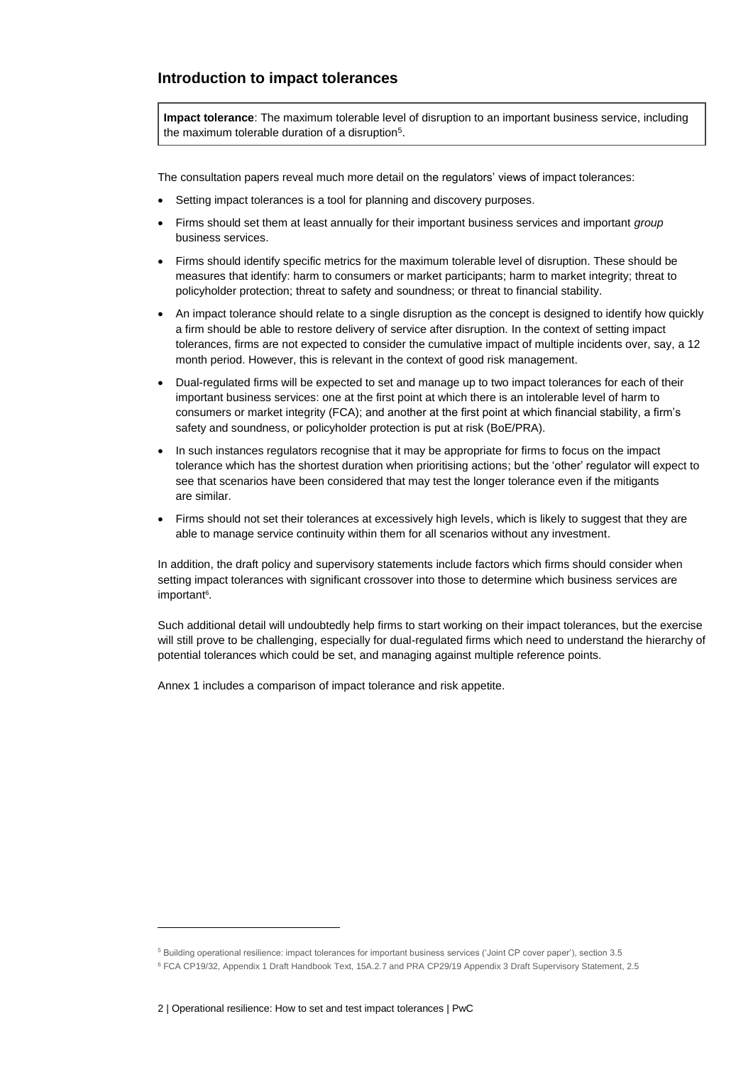## Introduction to impact tolerances

**Impact tolerance**: The maximum tolerable level of disruption to an important business service, including the maximum tolerable duration of a disruption[5].

The consultation papers reveal much more detail on the regulators' views of impact tolerances:

- Setting impact tolerances is a tool for planning and discovery purposes.
- Firms should set them at least annually for their important business services and important *group* business services.
- Firms should identify specific metrics for the maximum tolerable level of disruption. These should be measures that identify: harm to consumers or market participants; harm to market integrity; threat to policyholder protection; threat to safety and soundness; or threat to financial stability.
- An impact tolerance should relate to a single disruption as the concept is designed to identify how quickly a firm should be able to restore delivery of service after disruption. In the context of setting impact tolerances, firms are not expected to consider the cumulative impact of multiple incidents over, say, a 12 month period. However, this is relevant in the context of good risk management.
- Dual-regulated firms will be expected to set and manage up to two impact tolerances for each of their important business services: one at the first point at which there is an intolerable level of harm to consumers or market integrity (FCA); and another at the first point at which financial stability, a firm's safety and soundness, or policyholder protection is put at risk (BoE/PRA).
- In such instances regulators recognise that it may be appropriate for firms to focus on the impact tolerance which has the shortest duration when prioritising actions; but the 'other' regulator will expect to see that scenarios have been considered that may test the longer tolerance even if the mitigants are similar.
- Firms should not set their tolerances at excessively high levels, which is likely to suggest that they are able to manage service continuity within them for all scenarios without any investment.

In addition, the draft policy and supervisory statements include factors which firms should consider when setting impact tolerances with significant crossover into those to determine which business services are important[6].

Such additional detail will undoubtedly help firms to start working on their impact tolerances, but the exercise will still prove to be challenging, especially for dual-regulated firms which need to understand the hierarchy of potential tolerances which could be set, and managing against multiple reference points.

Annex 1 includes a comparison of impact tolerance and risk appetite.

---

[5] Building operational resilience: impact tolerances for important business services ('Joint CP cover paper'), section 3.5

[6] FCA CP19/32, Appendix 1 Draft Handbook Text, 15A.2.7 and PRA CP29/19 Appendix 3 Draft Supervisory Statement, 2.5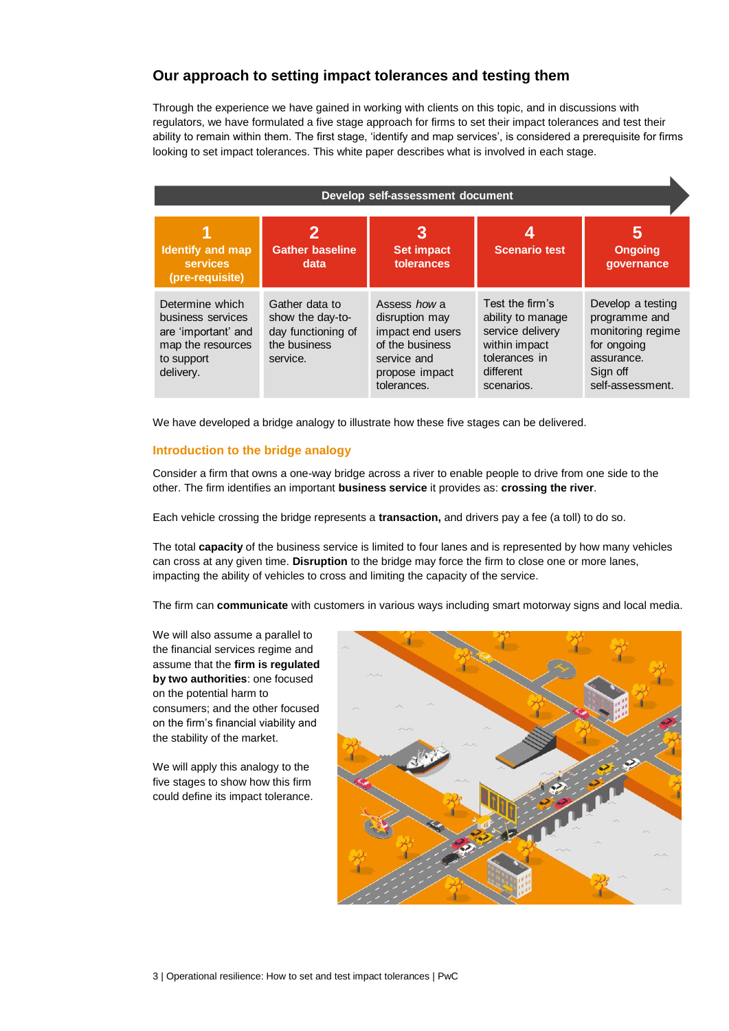## Our approach to setting impact tolerances and testing them

Through the experience we have gained in working with clients on this topic, and in discussions with regulators, we have formulated a five stage approach for firms to set their impact tolerances and test their ability to remain within them. The first stage, 'identify and map services', is considered a prerequisite for firms looking to set impact tolerances. This white paper describes what is involved in each stage.

**Develop self-assessment document**

| 1<br>Identify and map services (pre-requisite) | 2<br>Gather baseline data | 3<br>Set impact tolerances | 4<br>Scenario test | 5<br>Ongoing governance |
|---|---|---|---|---|
| Determine which business services are 'important' and map the resources to support delivery. | Gather data to show the day-to-day functioning of the business service. | Assess *how* a disruption may impact end users of the business service and propose impact tolerances. | Test the firm's ability to manage service delivery within impact tolerances in different scenarios. | Develop a testing programme and monitoring regime for ongoing assurance. Sign off self-assessment. |

We have developed a bridge analogy to illustrate how these five stages can be delivered.

### Introduction to the bridge analogy

Consider a firm that owns a one-way bridge across a river to enable people to drive from one side to the other. The firm identifies an important **business service** it provides as: **crossing the river**.

Each vehicle crossing the bridge represents a **transaction,** and drivers pay a fee (a toll) to do so.

The total **capacity** of the business service is limited to four lanes and is represented by how many vehicles can cross at any given time. **Disruption** to the bridge may force the firm to close one or more lanes, impacting the ability of vehicles to cross and limiting the capacity of the service.

The firm can **communicate** with customers in various ways including smart motorway signs and local media.

We will also assume a parallel to the financial services regime and assume that the **firm is regulated by two authorities**: one focused on the potential harm to consumers; and the other focused on the firm's financial viability and the stability of the market.

We will apply this analogy to the five stages to show how this firm could define its impact tolerance.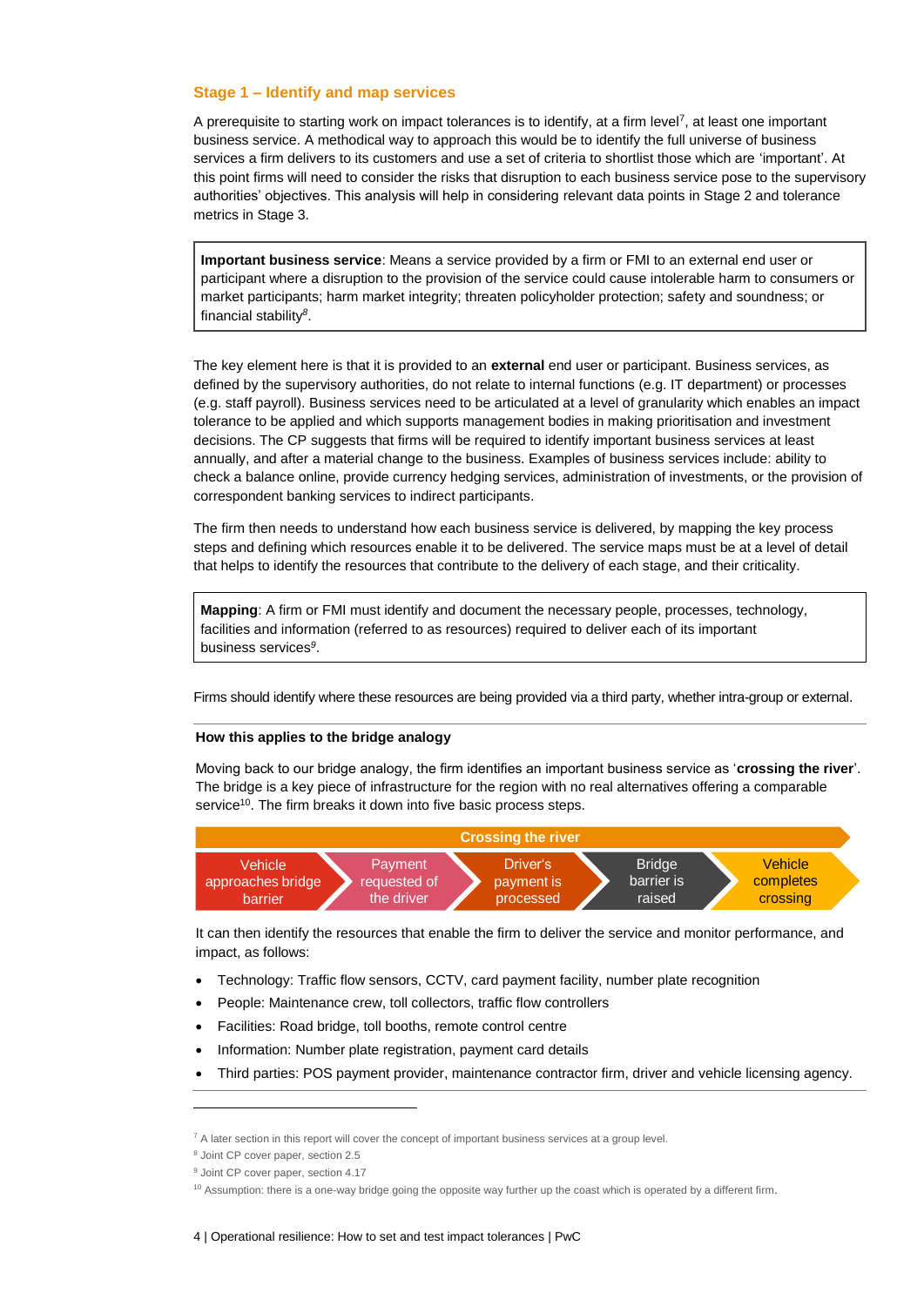### Stage 1 – Identify and map services

A prerequisite to starting work on impact tolerances is to identify, at a firm level[7], at least one important business service. A methodical way to approach this would be to identify the full universe of business services a firm delivers to its customers and use a set of criteria to shortlist those which are 'important'. At this point firms will need to consider the risks that disruption to each business service pose to the supervisory authorities' objectives. This analysis will help in considering relevant data points in Stage 2 and tolerance metrics in Stage 3.

> **Important business service**: Means a service provided by a firm or FMI to an external end user or participant where a disruption to the provision of the service could cause intolerable harm to consumers or market participants; harm market integrity; threaten policyholder protection; safety and soundness; or financial stability[8].

The key element here is that it is provided to an **external** end user or participant. Business services, as defined by the supervisory authorities, do not relate to internal functions (e.g. IT department) or processes (e.g. staff payroll). Business services need to be articulated at a level of granularity which enables an impact tolerance to be applied and which supports management bodies in making prioritisation and investment decisions. The CP suggests that firms will be required to identify important business services at least annually, and after a material change to the business. Examples of business services include: ability to check a balance online, provide currency hedging services, administration of investments, or the provision of correspondent banking services to indirect participants.

The firm then needs to understand how each business service is delivered, by mapping the key process steps and defining which resources enable it to be delivered. The service maps must be at a level of detail that helps to identify the resources that contribute to the delivery of each stage, and their criticality.

> **Mapping**: A firm or FMI must identify and document the necessary people, processes, technology, facilities and information (referred to as resources) required to deliver each of its important business services[9].

Firms should identify where these resources are being provided via a third party, whether intra-group or external.

---

**How this applies to the bridge analogy**

Moving back to our bridge analogy, the firm identifies an important business service as '**crossing the river**'. The bridge is a key piece of infrastructure for the region with no real alternatives offering a comparable service[10]. The firm breaks it down into five basic process steps.

**Crossing the river**

Vehicle approaches bridge barrier → Payment requested of the driver → Driver's payment is processed → Bridge barrier is raised → Vehicle completes crossing

It can then identify the resources that enable the firm to deliver the service and monitor performance, and impact, as follows:

- Technology: Traffic flow sensors, CCTV, card payment facility, number plate recognition
- People: Maintenance crew, toll collectors, traffic flow controllers
- Facilities: Road bridge, toll booths, remote control centre
- Information: Number plate registration, payment card details
- Third parties: POS payment provider, maintenance contractor firm, driver and vehicle licensing agency.

---

[7] A later section in this report will cover the concept of important business services at a group level.

[8] Joint CP cover paper, section 2.5

[9] Joint CP cover paper, section 4.17

[10] Assumption: there is a one-way bridge going the opposite way further up the coast which is operated by a different firm.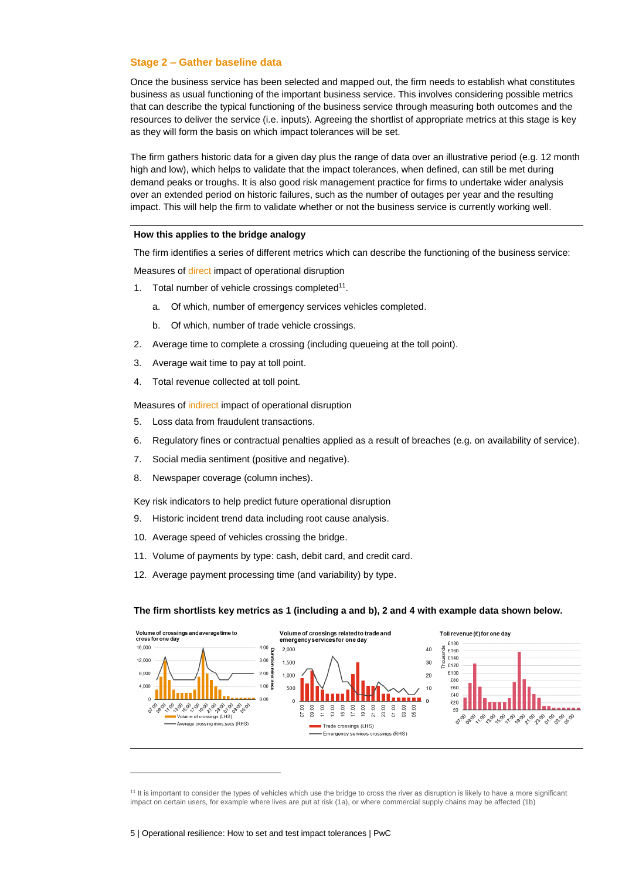### Stage 2 – Gather baseline data

Once the business service has been selected and mapped out, the firm needs to establish what constitutes business as usual functioning of the important business service. This involves considering possible metrics that can describe the typical functioning of the business service through measuring both outcomes and the resources to deliver the service (i.e. inputs). Agreeing the shortlist of appropriate metrics at this stage is key as they will form the basis on which impact tolerances will be set.

The firm gathers historic data for a given day plus the range of data over an illustrative period (e.g. 12 month high and low), which helps to validate that the impact tolerances, when defined, can still be met during demand peaks or troughs. It is also good risk management practice for firms to undertake wider analysis over an extended period on historic failures, such as the number of outages per year and the resulting impact. This will help the firm to validate whether or not the business service is currently working well.

**How this applies to the bridge analogy**

The firm identifies a series of different metrics which can describe the functioning of the business service:

Measures of direct impact of operational disruption

1. Total number of vehicle crossings completed[11].
    a. Of which, number of emergency services vehicles completed.
    b. Of which, number of trade vehicle crossings.
2. Average time to complete a crossing (including queueing at the toll point).
3. Average wait time to pay at toll point.
4. Total revenue collected at toll point.

Measures of indirect impact of operational disruption

5. Loss data from fraudulent transactions.
6. Regulatory fines or contractual penalties applied as a result of breaches (e.g. on availability of service).
7. Social media sentiment (positive and negative).
8. Newspaper coverage (column inches).

Key risk indicators to help predict future operational disruption

9. Historic incident trend data including root cause analysis.
10. Average speed of vehicles crossing the bridge.
11. Volume of payments by type: cash, debit card, and credit card.
12. Average payment processing time (and variability) by type.

**The firm shortlists key metrics as 1 (including a and b), 2 and 4 with example data shown below.**

Volume of crossings and average time to cross for one day

Volume of crossings related to trade and emergency services for one day

Toll revenue (£) for one day

---

[11] It is important to consider the types of vehicles which use the bridge to cross the river as disruption is likely to have a more significant impact on certain users, for example where lives are put at risk (1a), or where commercial supply chains may be affected (1b)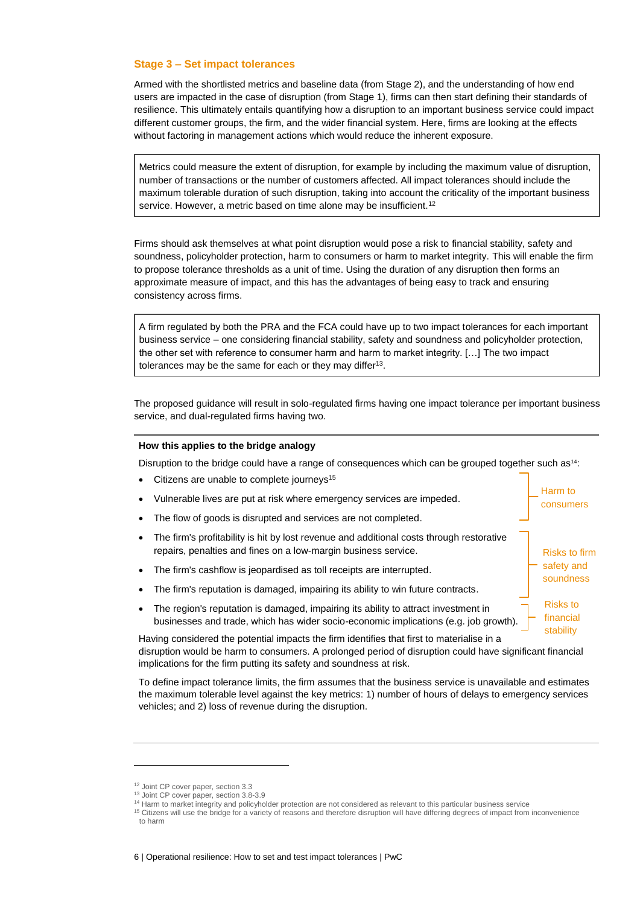### Stage 3 – Set impact tolerances

Armed with the shortlisted metrics and baseline data (from Stage 2), and the understanding of how end users are impacted in the case of disruption (from Stage 1), firms can then start defining their standards of resilience. This ultimately entails quantifying how a disruption to an important business service could impact different customer groups, the firm, and the wider financial system. Here, firms are looking at the effects without factoring in management actions which would reduce the inherent exposure.

> Metrics could measure the extent of disruption, for example by including the maximum value of disruption, number of transactions or the number of customers affected. All impact tolerances should include the maximum tolerable duration of such disruption, taking into account the criticality of the important business service. However, a metric based on time alone may be insufficient.[12]

Firms should ask themselves at what point disruption would pose a risk to financial stability, safety and soundness, policyholder protection, harm to consumers or harm to market integrity. This will enable the firm to propose tolerance thresholds as a unit of time. Using the duration of any disruption then forms an approximate measure of impact, and this has the advantages of being easy to track and ensuring consistency across firms.

> A firm regulated by both the PRA and the FCA could have up to two impact tolerances for each important business service – one considering financial stability, safety and soundness and policyholder protection, the other set with reference to consumer harm and harm to market integrity. […] The two impact tolerances may be the same for each or they may differ[13].

The proposed guidance will result in solo-regulated firms having one impact tolerance per important business service, and dual-regulated firms having two.

**How this applies to the bridge analogy**

Disruption to the bridge could have a range of consequences which can be grouped together such as[14]:

**Harm to consumers:**

- Citizens are unable to complete journeys[15]
- Vulnerable lives are put at risk where emergency services are impeded.
- The flow of goods is disrupted and services are not completed.

**Risks to firm safety and soundness:**

- The firm's profitability is hit by lost revenue and additional costs through restorative repairs, penalties and fines on a low-margin business service.
- The firm's cashflow is jeopardised as toll receipts are interrupted.
- The firm's reputation is damaged, impairing its ability to win future contracts.

**Risks to financial stability:**

- The region's reputation is damaged, impairing its ability to attract investment in businesses and trade, which has wider socio-economic implications (e.g. job growth).

Having considered the potential impacts the firm identifies that first to materialise in a disruption would be harm to consumers. A prolonged period of disruption could have significant financial implications for the firm putting its safety and soundness at risk.

To define impact tolerance limits, the firm assumes that the business service is unavailable and estimates the maximum tolerable level against the key metrics: 1) number of hours of delays to emergency services vehicles; and 2) loss of revenue during the disruption.

---

[12] Joint CP cover paper, section 3.3

[13] Joint CP cover paper, section 3.8-3.9

[14] Harm to market integrity and policyholder protection are not considered as relevant to this particular business service

[15] Citizens will use the bridge for a variety of reasons and therefore disruption will have differing degrees of impact from inconvenience to harm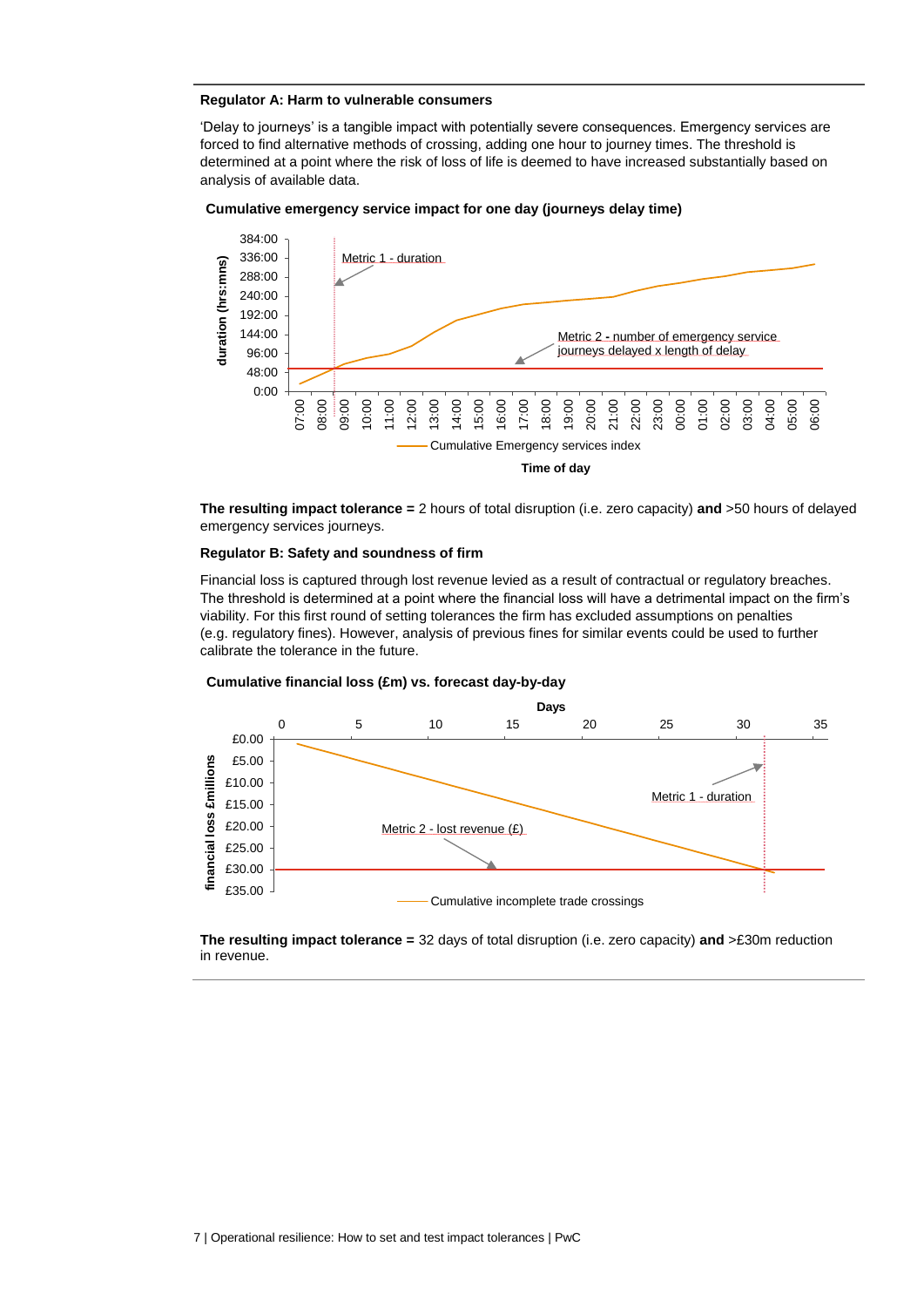**Regulator A: Harm to vulnerable consumers**

'Delay to journeys' is a tangible impact with potentially severe consequences. Emergency services are forced to find alternative methods of crossing, adding one hour to journey times. The threshold is determined at a point where the risk of loss of life is deemed to have increased substantially based on analysis of available data.

**Cumulative emergency service impact for one day (journeys delay time)**

**The resulting impact tolerance =** 2 hours of total disruption (i.e. zero capacity) **and** >50 hours of delayed emergency services journeys.

**Regulator B: Safety and soundness of firm**

Financial loss is captured through lost revenue levied as a result of contractual or regulatory breaches. The threshold is determined at a point where the financial loss will have a detrimental impact on the firm's viability. For this first round of setting tolerances the firm has excluded assumptions on penalties (e.g. regulatory fines). However, analysis of previous fines for similar events could be used to further calibrate the tolerance in the future.

**Cumulative financial loss (£m) vs. forecast day-by-day**

**The resulting impact tolerance =** 32 days of total disruption (i.e. zero capacity) **and** >£30m reduction in revenue.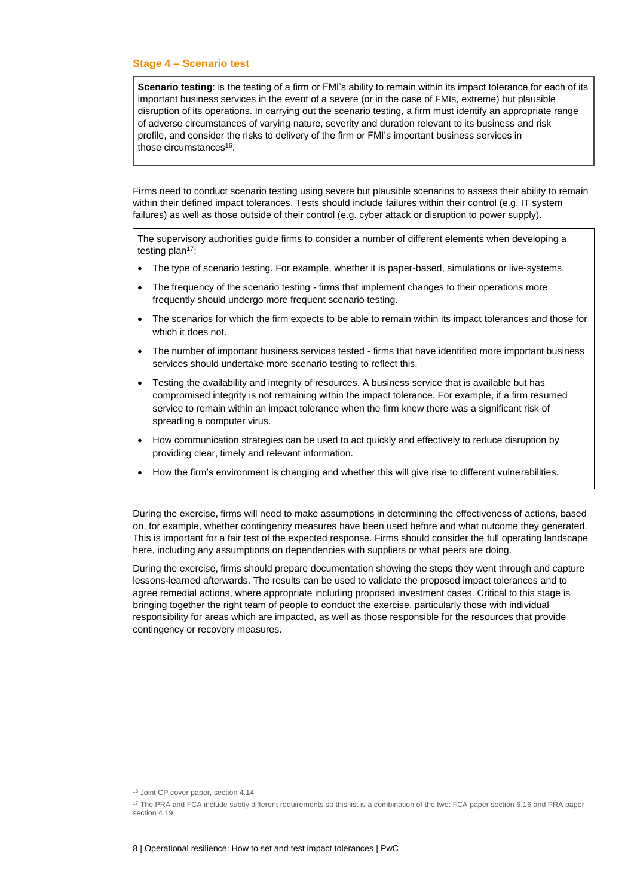### Stage 4 – Scenario test

**Scenario testing**: is the testing of a firm or FMI's ability to remain within its impact tolerance for each of its important business services in the event of a severe (or in the case of FMIs, extreme) but plausible disruption of its operations. In carrying out the scenario testing, a firm must identify an appropriate range of adverse circumstances of varying nature, severity and duration relevant to its business and risk profile, and consider the risks to delivery of the firm or FMI's important business services in those circumstances[16].

Firms need to conduct scenario testing using severe but plausible scenarios to assess their ability to remain within their defined impact tolerances. Tests should include failures within their control (e.g. IT system failures) as well as those outside of their control (e.g. cyber attack or disruption to power supply).

The supervisory authorities guide firms to consider a number of different elements when developing a testing plan[17]:

- The type of scenario testing. For example, whether it is paper-based, simulations or live-systems.
- The frequency of the scenario testing - firms that implement changes to their operations more frequently should undergo more frequent scenario testing.
- The scenarios for which the firm expects to be able to remain within its impact tolerances and those for which it does not.
- The number of important business services tested - firms that have identified more important business services should undertake more scenario testing to reflect this.
- Testing the availability and integrity of resources. A business service that is available but has compromised integrity is not remaining within the impact tolerance. For example, if a firm resumed service to remain within an impact tolerance when the firm knew there was a significant risk of spreading a computer virus.
- How communication strategies can be used to act quickly and effectively to reduce disruption by providing clear, timely and relevant information.
- How the firm's environment is changing and whether this will give rise to different vulnerabilities.

During the exercise, firms will need to make assumptions in determining the effectiveness of actions, based on, for example, whether contingency measures have been used before and what outcome they generated. This is important for a fair test of the expected response. Firms should consider the full operating landscape here, including any assumptions on dependencies with suppliers or what peers are doing.

During the exercise, firms should prepare documentation showing the steps they went through and capture lessons-learned afterwards. The results can be used to validate the proposed impact tolerances and to agree remedial actions, where appropriate including proposed investment cases. Critical to this stage is bringing together the right team of people to conduct the exercise, particularly those with individual responsibility for areas which are impacted, as well as those responsible for the resources that provide contingency or recovery measures.

[16] Joint CP cover paper, section 4.14

[17] The PRA and FCA include subtly different requirements so this list is a combination of the two: FCA paper section 6.16 and PRA paper section 4.19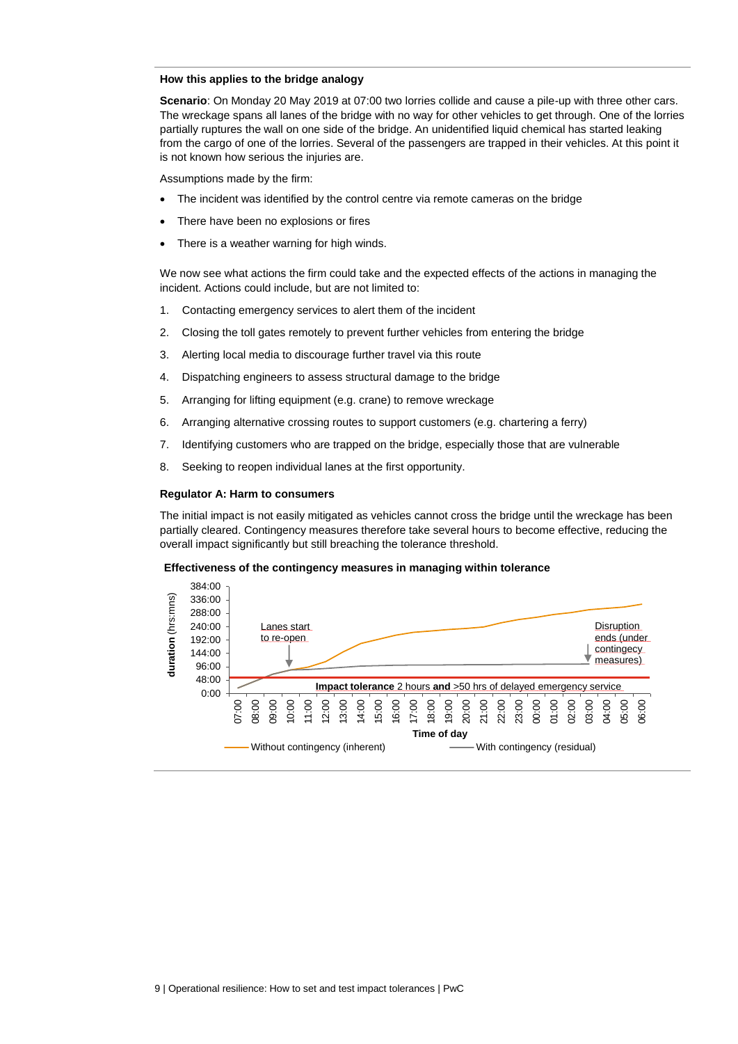**How this applies to the bridge analogy**

**Scenario**: On Monday 20 May 2019 at 07:00 two lorries collide and cause a pile-up with three other cars. The wreckage spans all lanes of the bridge with no way for other vehicles to get through. One of the lorries partially ruptures the wall on one side of the bridge. An unidentified liquid chemical has started leaking from the cargo of one of the lorries. Several of the passengers are trapped in their vehicles. At this point it is not known how serious the injuries are.

Assumptions made by the firm:

- The incident was identified by the control centre via remote cameras on the bridge
- There have been no explosions or fires
- There is a weather warning for high winds.

We now see what actions the firm could take and the expected effects of the actions in managing the incident. Actions could include, but are not limited to:

1. Contacting emergency services to alert them of the incident
2. Closing the toll gates remotely to prevent further vehicles from entering the bridge
3. Alerting local media to discourage further travel via this route
4. Dispatching engineers to assess structural damage to the bridge
5. Arranging for lifting equipment (e.g. crane) to remove wreckage
6. Arranging alternative crossing routes to support customers (e.g. chartering a ferry)
7. Identifying customers who are trapped on the bridge, especially those that are vulnerable
8. Seeking to reopen individual lanes at the first opportunity.

**Regulator A: Harm to consumers**

The initial impact is not easily mitigated as vehicles cannot cross the bridge until the wreckage has been partially cleared. Contingency measures therefore take several hours to become effective, reducing the overall impact significantly but still breaching the tolerance threshold.

**Effectiveness of the contingency measures in managing within tolerance**

[Chart: duration (hrs:mns) from 0:00 to 384:00 against Time of day from 07:00 to 06:00. Annotations: "Lanes start to re-open" (at 10:00); "Disruption ends (under contingency measures)" (at 03:00); "**Impact tolerance** 2 hours **and** >50 hrs of delayed emergency service". Legend: Without contingency (inherent); With contingency (residual).]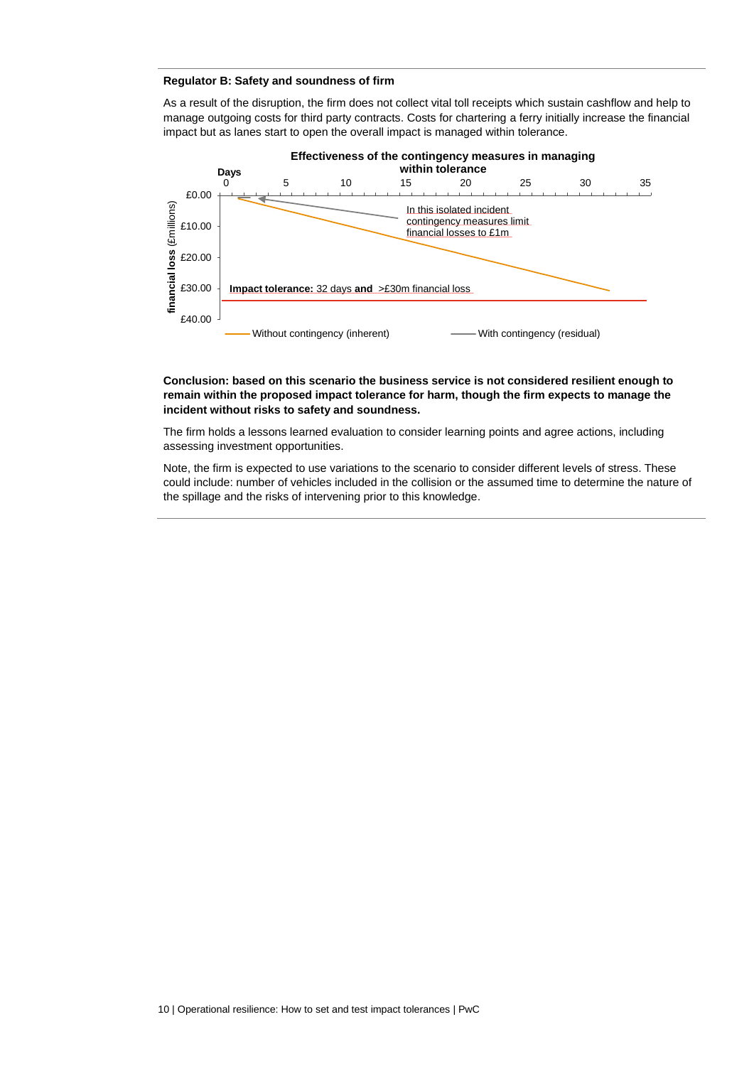**Regulator B: Safety and soundness of firm**

As a result of the disruption, the firm does not collect vital toll receipts which sustain cashflow and help to manage outgoing costs for third party contracts. Costs for chartering a ferry initially increase the financial impact but as lanes start to open the overall impact is managed within tolerance.

**Effectiveness of the contingency measures in managing within tolerance**

Days: 0, 5, 10, 15, 20, 25, 30, 35

**financial loss** (£millions): £0.00, £10.00, £20.00, £30.00, £40.00

In this isolated incident contingency measures limit financial losses to £1m

**Impact tolerance:** 32 days **and** >£30m financial loss

Without contingency (inherent) — With contingency (residual)

**Conclusion: based on this scenario the business service is not considered resilient enough to remain within the proposed impact tolerance for harm, though the firm expects to manage the incident without risks to safety and soundness.**

The firm holds a lessons learned evaluation to consider learning points and agree actions, including assessing investment opportunities.

Note, the firm is expected to use variations to the scenario to consider different levels of stress. These could include: number of vehicles included in the collision or the assumed time to determine the nature of the spillage and the risks of intervening prior to this knowledge.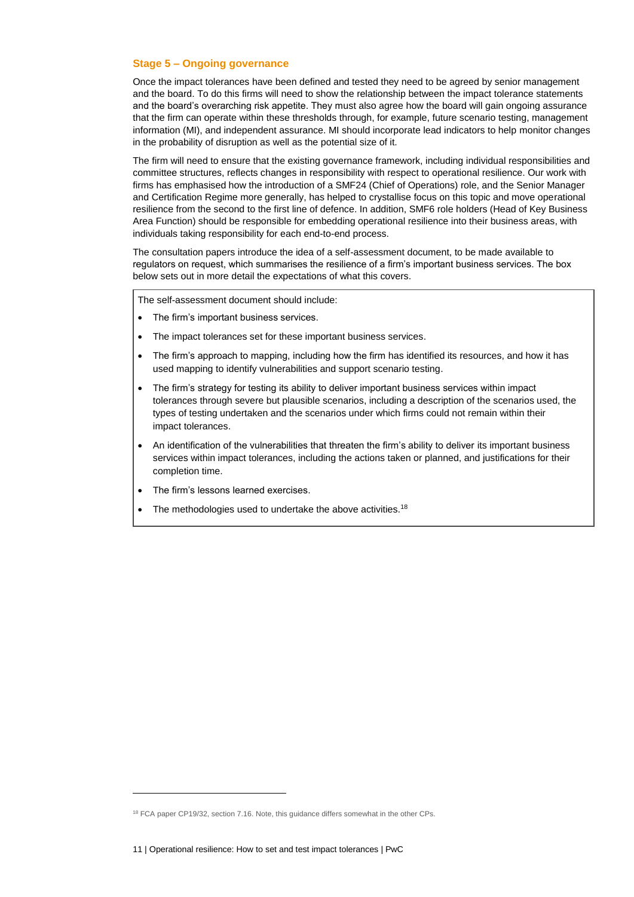### Stage 5 – Ongoing governance

Once the impact tolerances have been defined and tested they need to be agreed by senior management and the board. To do this firms will need to show the relationship between the impact tolerance statements and the board's overarching risk appetite. They must also agree how the board will gain ongoing assurance that the firm can operate within these thresholds through, for example, future scenario testing, management information (MI), and independent assurance. MI should incorporate lead indicators to help monitor changes in the probability of disruption as well as the potential size of it.

The firm will need to ensure that the existing governance framework, including individual responsibilities and committee structures, reflects changes in responsibility with respect to operational resilience. Our work with firms has emphasised how the introduction of a SMF24 (Chief of Operations) role, and the Senior Manager and Certification Regime more generally, has helped to crystallise focus on this topic and move operational resilience from the second to the first line of defence. In addition, SMF6 role holders (Head of Key Business Area Function) should be responsible for embedding operational resilience into their business areas, with individuals taking responsibility for each end-to-end process.

The consultation papers introduce the idea of a self-assessment document, to be made available to regulators on request, which summarises the resilience of a firm's important business services. The box below sets out in more detail the expectations of what this covers.

> The self-assessment document should include:
>
> - The firm's important business services.
> - The impact tolerances set for these important business services.
> - The firm's approach to mapping, including how the firm has identified its resources, and how it has used mapping to identify vulnerabilities and support scenario testing.
> - The firm's strategy for testing its ability to deliver important business services within impact tolerances through severe but plausible scenarios, including a description of the scenarios used, the types of testing undertaken and the scenarios under which firms could not remain within their impact tolerances.
> - An identification of the vulnerabilities that threaten the firm's ability to deliver its important business services within impact tolerances, including the actions taken or planned, and justifications for their completion time.
> - The firm's lessons learned exercises.
> - The methodologies used to undertake the above activities.[18]

[18] FCA paper CP19/32, section 7.16. Note, this guidance differs somewhat in the other CPs.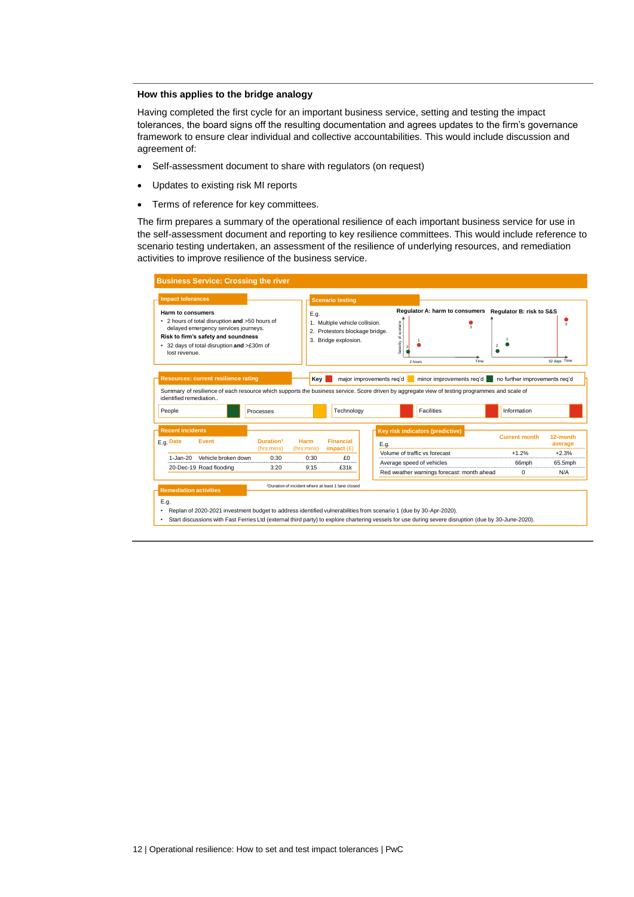### How this applies to the bridge analogy

Having completed the first cycle for an important business service, setting and testing the impact tolerances, the board signs off the resulting documentation and agrees updates to the firm's governance framework to ensure clear individual and collective accountabilities. This would include discussion and agreement of:

- Self-assessment document to share with regulators (on request)
- Updates to existing risk MI reports
- Terms of reference for key committees.

The firm prepares a summary of the operational resilience of each important business service for use in the self-assessment document and reporting to key resilience committees. This would include reference to scenario testing undertaken, an assessment of the resilience of underlying resources, and remediation activities to improve resilience of the business service.

**Business Service: Crossing the river**

**Impact tolerances**

**Harm to consumers**

- 2 hours of total disruption **and** >50 hours of delayed emergency services journeys.

**Risk to firm's safety and soundness**

- 32 days of total disruption **and** >£30m of lost revenue.

**Scenario testing**

E.g.

1. Multiple vehicle collision.
2. Protestors blockage bridge.
3. Bridge explosion.

Regulator A: harm to consumers (Severity of scenario vs Time; 2 hours; points 1, 2, 3)

Regulator B: risk to S&S (Time; 32 days; points 1, 2, 3)

**Resources: current resilience rating**

Key: major improvements req'd (red) | minor improvements req'd (amber) | no further improvements req'd (green)

Summary of resilience of each resource which supports the business service. Score driven by aggregate view of testing programmes and scale of identified remediation..

| People | Processes | Technology | Facilities | Information |
|---|---|---|---|---|
| no further improvements req'd | minor improvements req'd | major improvements req'd | major improvements req'd | major improvements req'd |

**Recent incidents**

E.g.

| Date | Event | Duration[1] (hrs:mins) | Harm (hrs:mins) | Financial impact (£) |
|---|---|---|---|---|
| 1-Jan-20 | Vehicle broken down | 0:30 | 0:30 | £0 |
| 20-Dec-19 | Road flooding | 3:20 | 9:15 | £31k |

[1]Duration of incident where at least 1 lane closed

**Key risk indicators (predictive)**

E.g.

| | Current month | 12-month average |
|---|---|---|
| Volume of traffic vs forecast | +1.2% | +2.3% |
| Average speed of vehicles | 66mph | 65.5mph |
| Red weather warnings forecast: month ahead | 0 | N/A |

**Remediation activities**

E.g.

- Replan of 2020-2021 investment budget to address identified vulnerabilities from scenario 1 (due by 30-Apr-2020).
- Start discussions with Fast Ferries Ltd (external third party) to explore chartering vessels for use during severe disruption (due by 30-June-2020).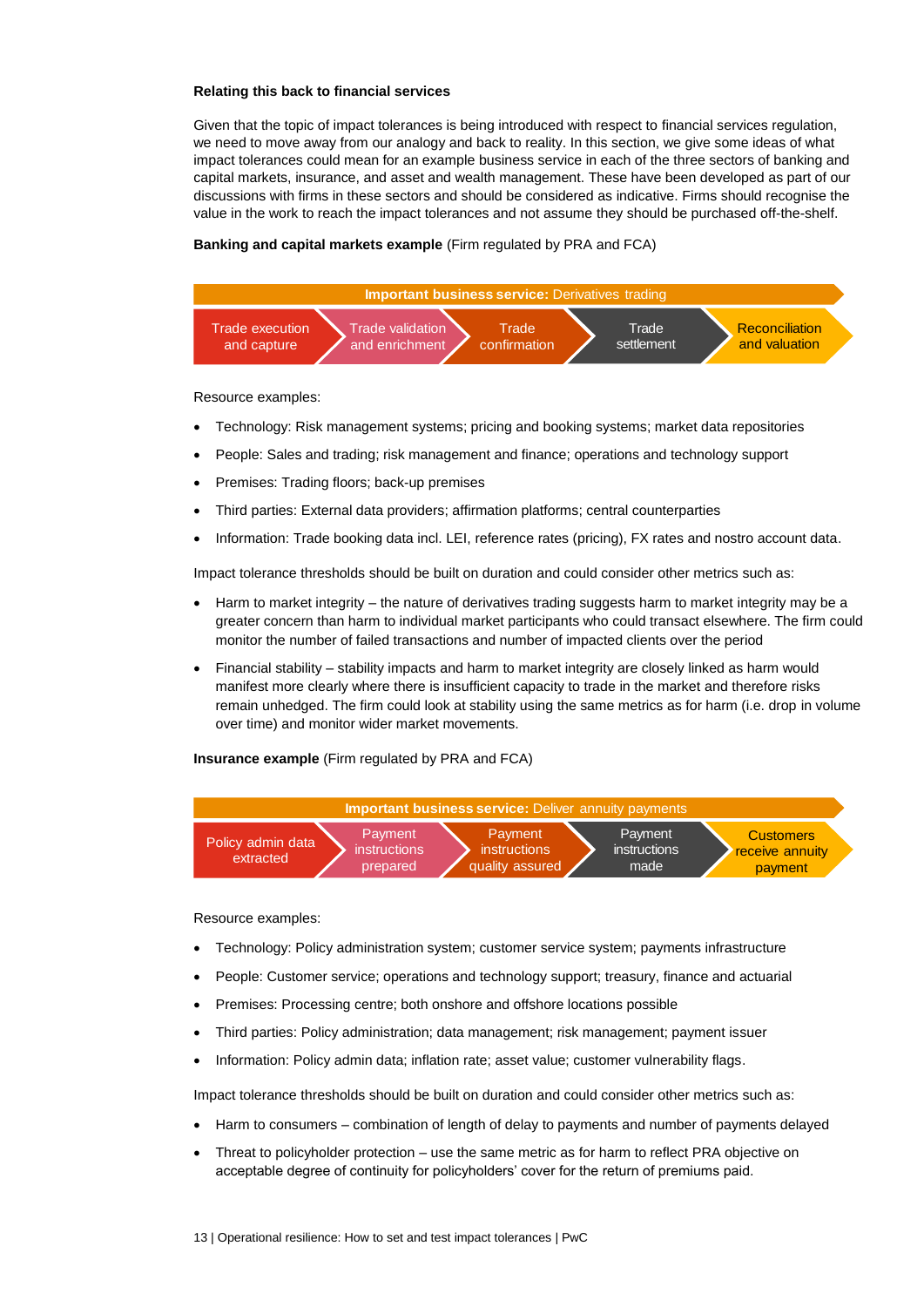**Relating this back to financial services**

Given that the topic of impact tolerances is being introduced with respect to financial services regulation, we need to move away from our analogy and back to reality. In this section, we give some ideas of what impact tolerances could mean for an example business service in each of the three sectors of banking and capital markets, insurance, and asset and wealth management. These have been developed as part of our discussions with firms in these sectors and should be considered as indicative. Firms should recognise the value in the work to reach the impact tolerances and not assume they should be purchased off-the-shelf.

**Banking and capital markets example** (Firm regulated by PRA and FCA)

**Important business service:** Derivatives trading

Trade execution and capture → Trade validation and enrichment → Trade confirmation → Trade settlement → Reconciliation and valuation

Resource examples:

- Technology: Risk management systems; pricing and booking systems; market data repositories
- People: Sales and trading; risk management and finance; operations and technology support
- Premises: Trading floors; back-up premises
- Third parties: External data providers; affirmation platforms; central counterparties
- Information: Trade booking data incl. LEI, reference rates (pricing), FX rates and nostro account data.

Impact tolerance thresholds should be built on duration and could consider other metrics such as:

- Harm to market integrity – the nature of derivatives trading suggests harm to market integrity may be a greater concern than harm to individual market participants who could transact elsewhere. The firm could monitor the number of failed transactions and number of impacted clients over the period
- Financial stability – stability impacts and harm to market integrity are closely linked as harm would manifest more clearly where there is insufficient capacity to trade in the market and therefore risks remain unhedged. The firm could look at stability using the same metrics as for harm (i.e. drop in volume over time) and monitor wider market movements.

**Insurance example** (Firm regulated by PRA and FCA)

**Important business service:** Deliver annuity payments

Policy admin data extracted → Payment instructions prepared → Payment instructions quality assured → Payment instructions made → Customers receive annuity payment

Resource examples:

- Technology: Policy administration system; customer service system; payments infrastructure
- People: Customer service; operations and technology support; treasury, finance and actuarial
- Premises: Processing centre; both onshore and offshore locations possible
- Third parties: Policy administration; data management; risk management; payment issuer
- Information: Policy admin data; inflation rate; asset value; customer vulnerability flags.

Impact tolerance thresholds should be built on duration and could consider other metrics such as:

- Harm to consumers – combination of length of delay to payments and number of payments delayed
- Threat to policyholder protection – use the same metric as for harm to reflect PRA objective on acceptable degree of continuity for policyholders' cover for the return of premiums paid.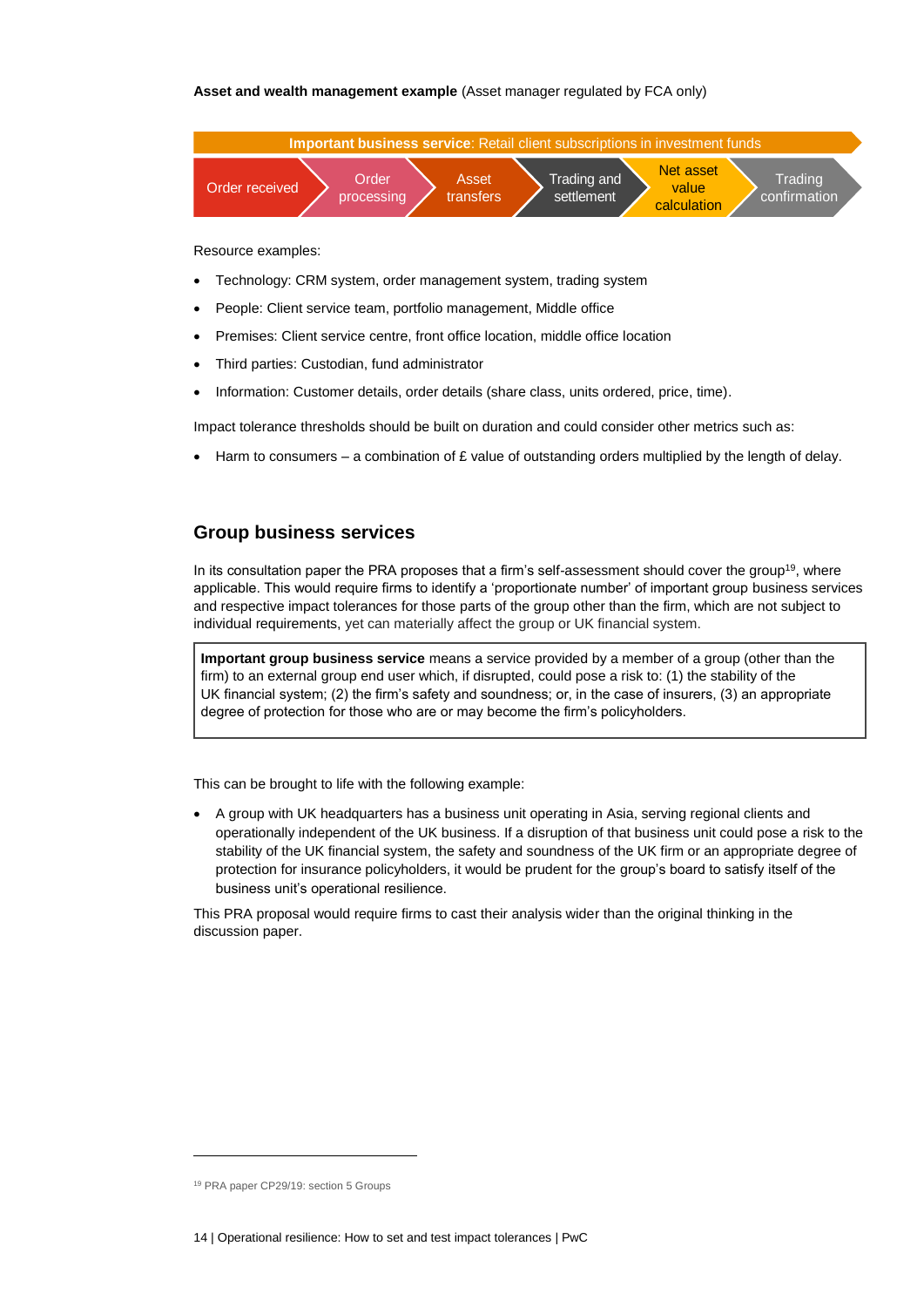**Asset and wealth management example** (Asset manager regulated by FCA only)

**Important business service**: Retail client subscriptions in investment funds

Order received → Order processing → Asset transfers → Trading and settlement → Net asset value calculation → Trading confirmation

Resource examples:

- Technology: CRM system, order management system, trading system
- People: Client service team, portfolio management, Middle office
- Premises: Client service centre, front office location, middle office location
- Third parties: Custodian, fund administrator
- Information: Customer details, order details (share class, units ordered, price, time).

Impact tolerance thresholds should be built on duration and could consider other metrics such as:

- Harm to consumers – a combination of £ value of outstanding orders multiplied by the length of delay.

## Group business services

In its consultation paper the PRA proposes that a firm's self-assessment should cover the group[19], where applicable. This would require firms to identify a 'proportionate number' of important group business services and respective impact tolerances for those parts of the group other than the firm, which are not subject to individual requirements, yet can materially affect the group or UK financial system.

> **Important group business service** means a service provided by a member of a group (other than the firm) to an external group end user which, if disrupted, could pose a risk to: (1) the stability of the UK financial system; (2) the firm's safety and soundness; or, in the case of insurers, (3) an appropriate degree of protection for those who are or may become the firm's policyholders.

This can be brought to life with the following example:

- A group with UK headquarters has a business unit operating in Asia, serving regional clients and operationally independent of the UK business. If a disruption of that business unit could pose a risk to the stability of the UK financial system, the safety and soundness of the UK firm or an appropriate degree of protection for insurance policyholders, it would be prudent for the group's board to satisfy itself of the business unit's operational resilience.

This PRA proposal would require firms to cast their analysis wider than the original thinking in the discussion paper.

[19] PRA paper CP29/19: section 5 Groups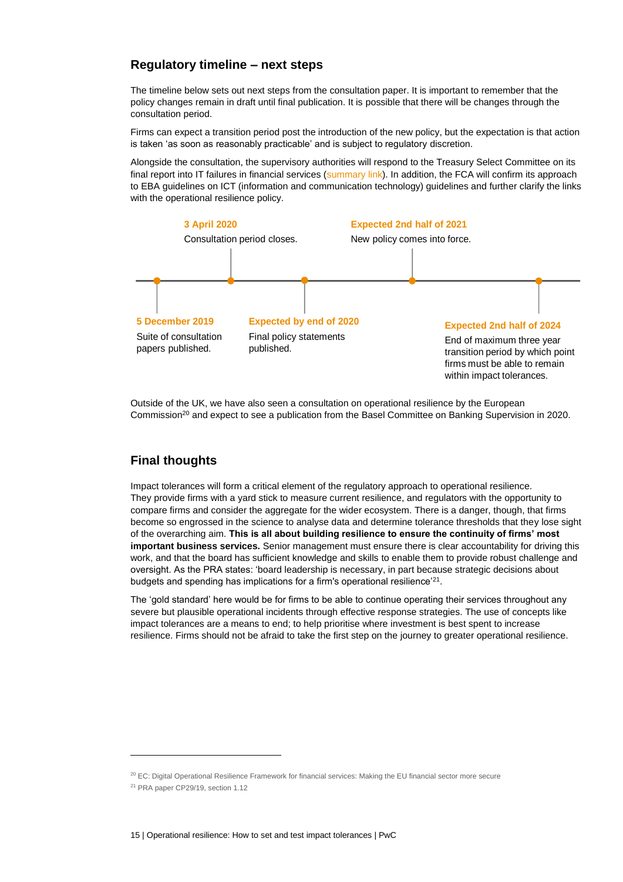## Regulatory timeline – next steps

The timeline below sets out next steps from the consultation paper. It is important to remember that the policy changes remain in draft until final publication. It is possible that there will be changes through the consultation period.

Firms can expect a transition period post the introduction of the new policy, but the expectation is that action is taken 'as soon as reasonably practicable' and is subject to regulatory discretion.

Alongside the consultation, the supervisory authorities will respond to the Treasury Select Committee on its final report into IT failures in financial services (summary link). In addition, the FCA will confirm its approach to EBA guidelines on ICT (information and communication technology) guidelines and further clarify the links with the operational resilience policy.

**5 December 2019**
Suite of consultation papers published.

**3 April 2020**
Consultation period closes.

**Expected by end of 2020**
Final policy statements published.

**Expected 2nd half of 2021**
New policy comes into force.

**Expected 2nd half of 2024**
End of maximum three year transition period by which point firms must be able to remain within impact tolerances.

Outside of the UK, we have also seen a consultation on operational resilience by the European Commission[20] and expect to see a publication from the Basel Committee on Banking Supervision in 2020.

## Final thoughts

Impact tolerances will form a critical element of the regulatory approach to operational resilience. They provide firms with a yard stick to measure current resilience, and regulators with the opportunity to compare firms and consider the aggregate for the wider ecosystem. There is a danger, though, that firms become so engrossed in the science to analyse data and determine tolerance thresholds that they lose sight of the overarching aim. **This is all about building resilience to ensure the continuity of firms' most important business services.** Senior management must ensure there is clear accountability for driving this work, and that the board has sufficient knowledge and skills to enable them to provide robust challenge and oversight. As the PRA states: 'board leadership is necessary, in part because strategic decisions about budgets and spending has implications for a firm's operational resilience'[21].

The 'gold standard' here would be for firms to be able to continue operating their services throughout any severe but plausible operational incidents through effective response strategies. The use of concepts like impact tolerances are a means to end; to help prioritise where investment is best spent to increase resilience. Firms should not be afraid to take the first step on the journey to greater operational resilience.

---

[20] EC: Digital Operational Resilience Framework for financial services: Making the EU financial sector more secure

[21] PRA paper CP29/19, section 1.12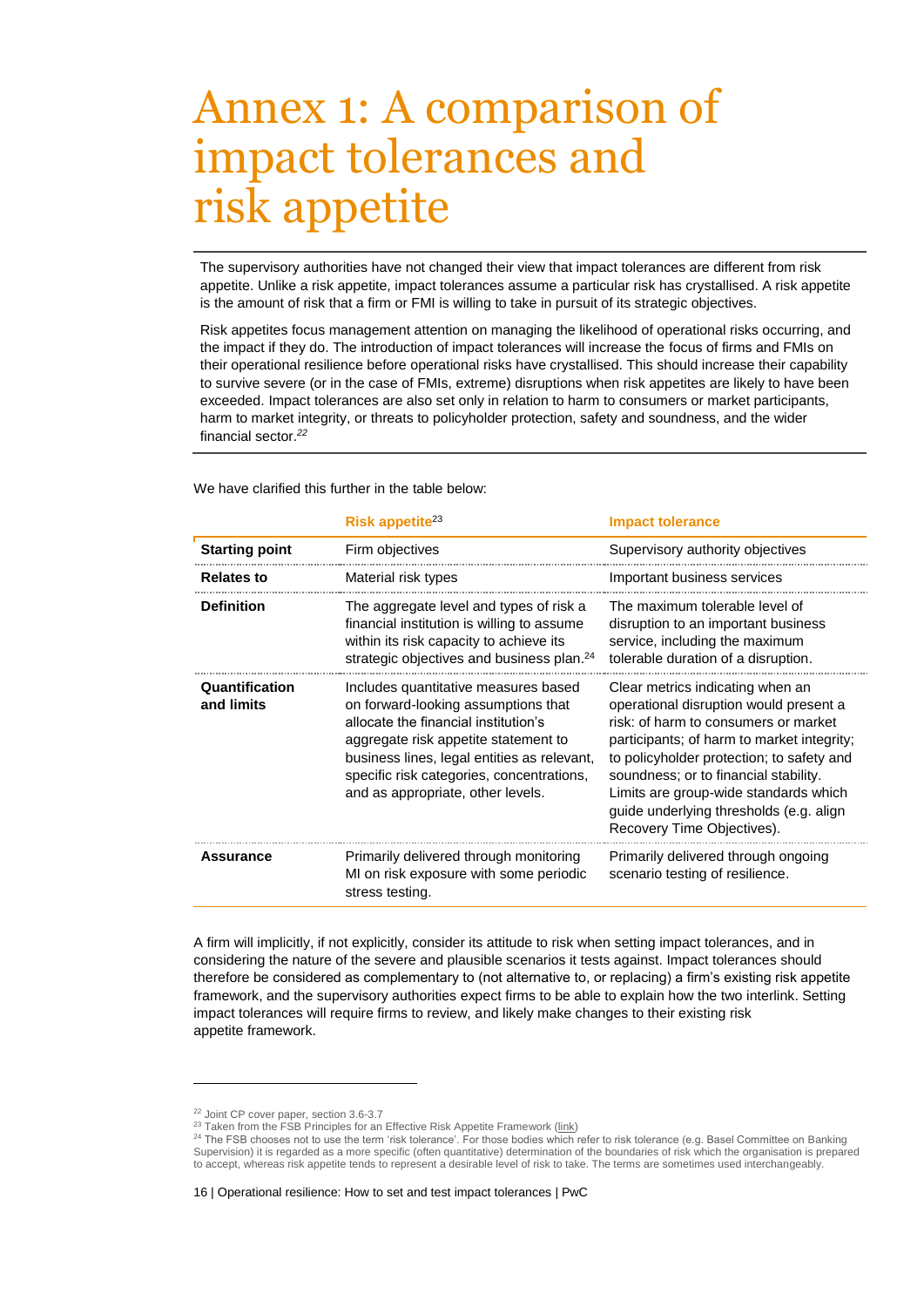# Annex 1: A comparison of impact tolerances and risk appetite

The supervisory authorities have not changed their view that impact tolerances are different from risk appetite. Unlike a risk appetite, impact tolerances assume a particular risk has crystallised. A risk appetite is the amount of risk that a firm or FMI is willing to take in pursuit of its strategic objectives.

Risk appetites focus management attention on managing the likelihood of operational risks occurring, and the impact if they do. The introduction of impact tolerances will increase the focus of firms and FMIs on their operational resilience before operational risks have crystallised. This should increase their capability to survive severe (or in the case of FMIs, extreme) disruptions when risk appetites are likely to have been exceeded. Impact tolerances are also set only in relation to harm to consumers or market participants, harm to market integrity, or threats to policyholder protection, safety and soundness, and the wider financial sector.[22]

We have clarified this further in the table below:

| | Risk appetite[23] | Impact tolerance |
|---|---|---|
| **Starting point** | Firm objectives | Supervisory authority objectives |
| **Relates to** | Material risk types | Important business services |
| **Definition** | The aggregate level and types of risk a financial institution is willing to assume within its risk capacity to achieve its strategic objectives and business plan.[24] | The maximum tolerable level of disruption to an important business service, including the maximum tolerable duration of a disruption. |
| **Quantification and limits** | Includes quantitative measures based on forward-looking assumptions that allocate the financial institution's aggregate risk appetite statement to business lines, legal entities as relevant, specific risk categories, concentrations, and as appropriate, other levels. | Clear metrics indicating when an operational disruption would present a risk: of harm to consumers or market participants; of harm to market integrity; to policyholder protection; to safety and soundness; or to financial stability. Limits are group-wide standards which guide underlying thresholds (e.g. align Recovery Time Objectives). |
| **Assurance** | Primarily delivered through monitoring MI on risk exposure with some periodic stress testing. | Primarily delivered through ongoing scenario testing of resilience. |

A firm will implicitly, if not explicitly, consider its attitude to risk when setting impact tolerances, and in considering the nature of the severe and plausible scenarios it tests against. Impact tolerances should therefore be considered as complementary to (not alternative to, or replacing) a firm's existing risk appetite framework, and the supervisory authorities expect firms to be able to explain how the two interlink. Setting impact tolerances will require firms to review, and likely make changes to their existing risk appetite framework.

---

[22] Joint CP cover paper, section 3.6-3.7

[23] Taken from the FSB Principles for an Effective Risk Appetite Framework (link)

[24] The FSB chooses not to use the term 'risk tolerance'. For those bodies which refer to risk tolerance (e.g. Basel Committee on Banking Supervision) it is regarded as a more specific (often quantitative) determination of the boundaries of risk which the organisation is prepared to accept, whereas risk appetite tends to represent a desirable level of risk to take. The terms are sometimes used interchangeably.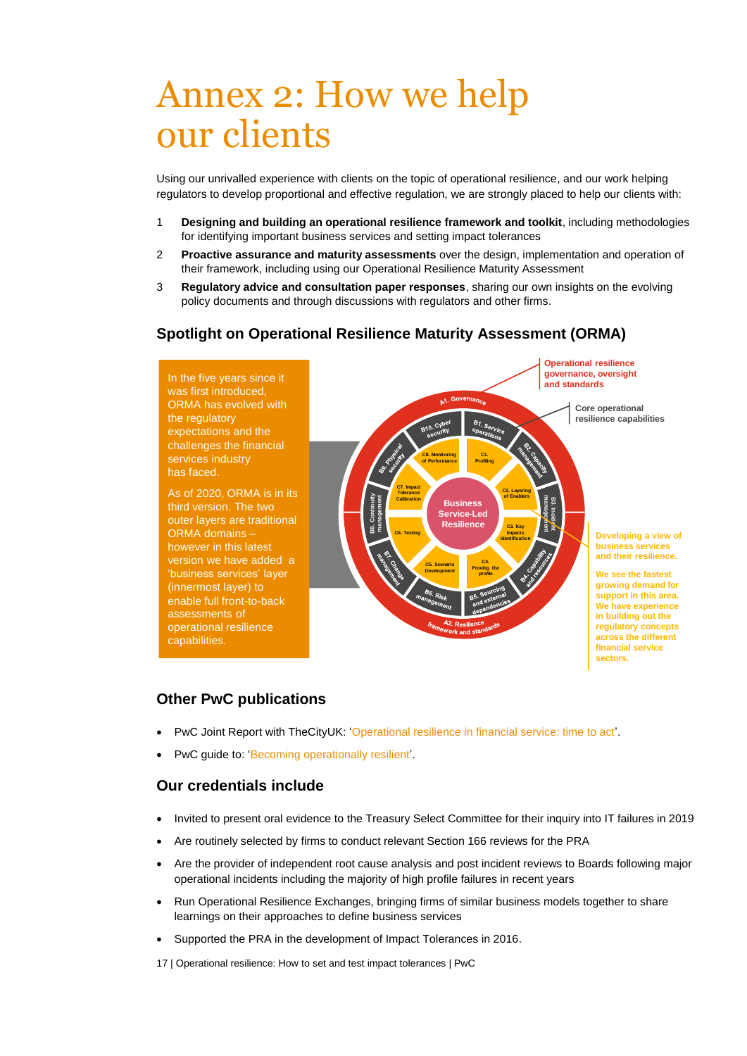# Annex 2: How we help our clients

Using our unrivalled experience with clients on the topic of operational resilience, and our work helping regulators to develop proportional and effective regulation, we are strongly placed to help our clients with:

1. **Designing and building an operational resilience framework and toolkit**, including methodologies for identifying important business services and setting impact tolerances
2. **Proactive assurance and maturity assessments** over the design, implementation and operation of their framework, including using our Operational Resilience Maturity Assessment
3. **Regulatory advice and consultation paper responses**, sharing our own insights on the evolving policy documents and through discussions with regulators and other firms.

## Spotlight on Operational Resilience Maturity Assessment (ORMA)

In the five years since it was first introduced, ORMA has evolved with the regulatory expectations and the challenges the financial services industry has faced.

As of 2020, ORMA is in its third version. The two outer layers are traditional ORMA domains – however in this latest version we have added a 'business services' layer (innermost layer) to enable full front-to-back assessments of operational resilience capabilities.

Operational resilience governance, oversight and standards

Core operational resilience capabilities

A1. Governance

B1. Service operations
B2. Capability management
B3. Incident management
B4. Capability and resources
B5. Sourcing and external dependencies
B6. Risk management
B7. Change management
B8. Continuity management
B9. Physical security
B10. Cyber security

C1. Profiling
C2. Layering of Enablers
C3. Key Impacts identification
C4. Proving the profile
C5. Scenario Development
C6. Testing
C7. Impact Tolerance Calibration
C8. Monitoring of Performance

Business Service-Led Resilience

A2. Resilience framework and standards

Developing a view of business services and their resilience.

We see the fastest growing demand for support in this area. We have experience in building out the regulatory concepts across the different financial service sectors.

## Other PwC publications

- PwC Joint Report with TheCityUK: 'Operational resilience in financial service: time to act'.
- PwC guide to: 'Becoming operationally resilient'.

## Our credentials include

- Invited to present oral evidence to the Treasury Select Committee for their inquiry into IT failures in 2019
- Are routinely selected by firms to conduct relevant Section 166 reviews for the PRA
- Are the provider of independent root cause analysis and post incident reviews to Boards following major operational incidents including the majority of high profile failures in recent years
- Run Operational Resilience Exchanges, bringing firms of similar business models together to share learnings on their approaches to define business services
- Supported the PRA in the development of Impact Tolerances in 2016.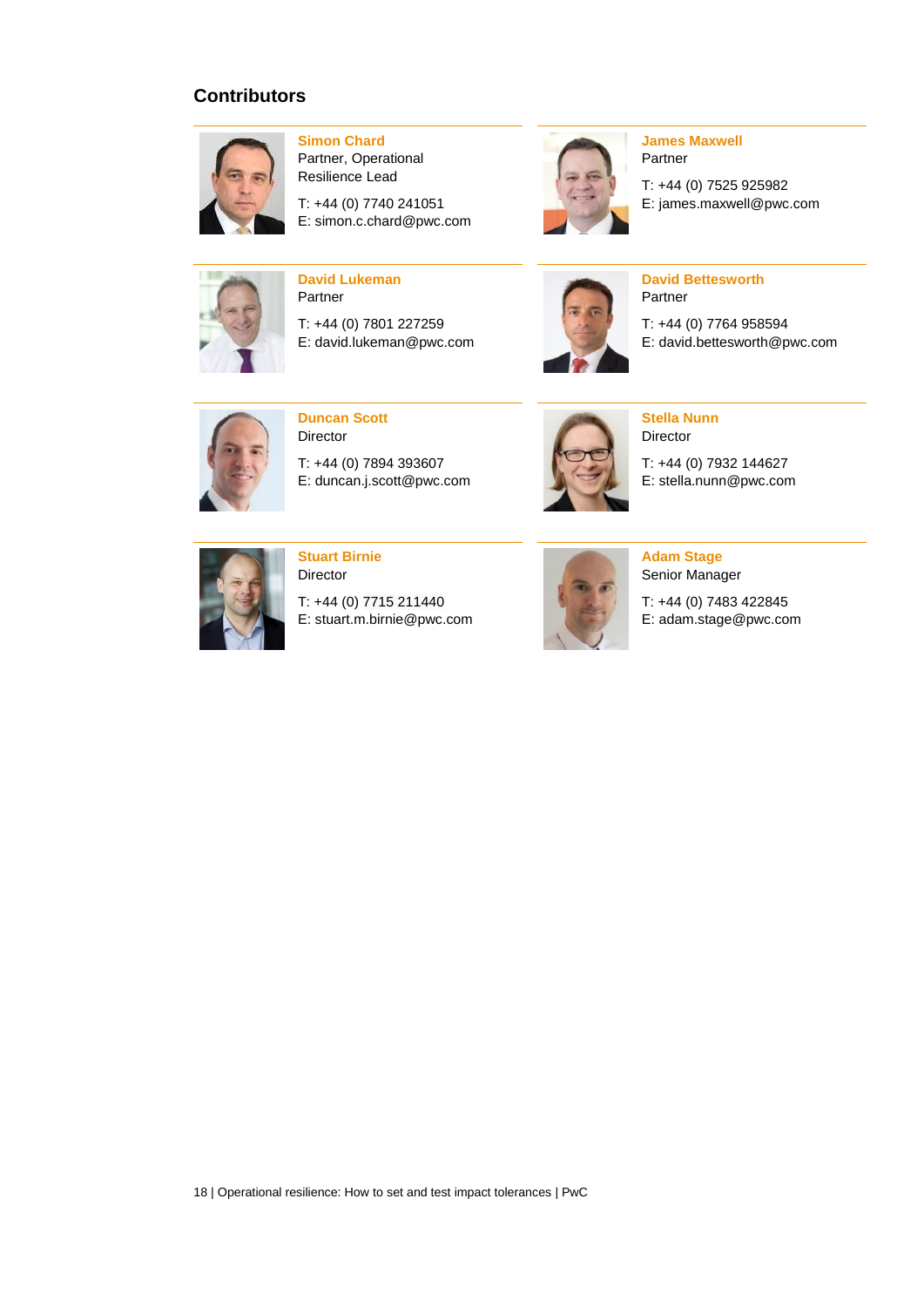## Contributors

**Simon Chard**
Partner, Operational Resilience Lead

T: +44 (0) 7740 241051
E: simon.c.chard@pwc.com

**James Maxwell**
Partner

T: +44 (0) 7525 925982
E: james.maxwell@pwc.com

**David Lukeman**
Partner

T: +44 (0) 7801 227259
E: david.lukeman@pwc.com

**David Bettesworth**
Partner

T: +44 (0) 7764 958594
E: david.bettesworth@pwc.com

**Duncan Scott**
Director

T: +44 (0) 7894 393607
E: duncan.j.scott@pwc.com

**Stella Nunn**
Director

T: +44 (0) 7932 144627
E: stella.nunn@pwc.com

**Stuart Birnie**
Director

T: +44 (0) 7715 211440
E: stuart.m.birnie@pwc.com

**Adam Stage**
Senior Manager

T: +44 (0) 7483 422845
E: adam.stage@pwc.com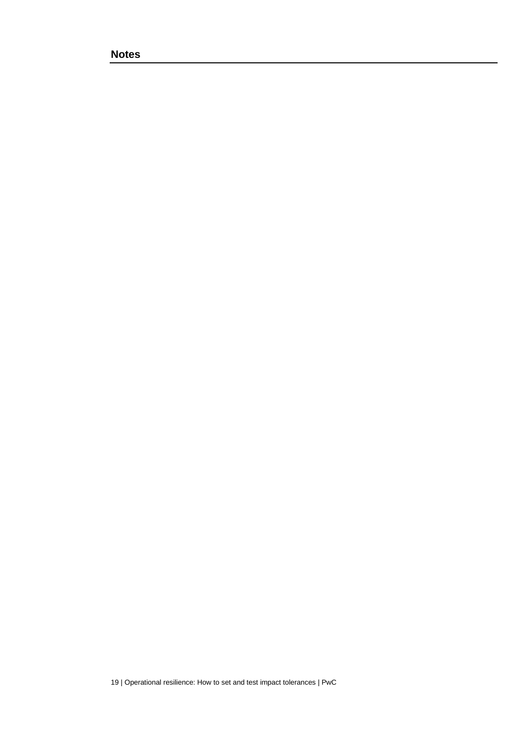## Notes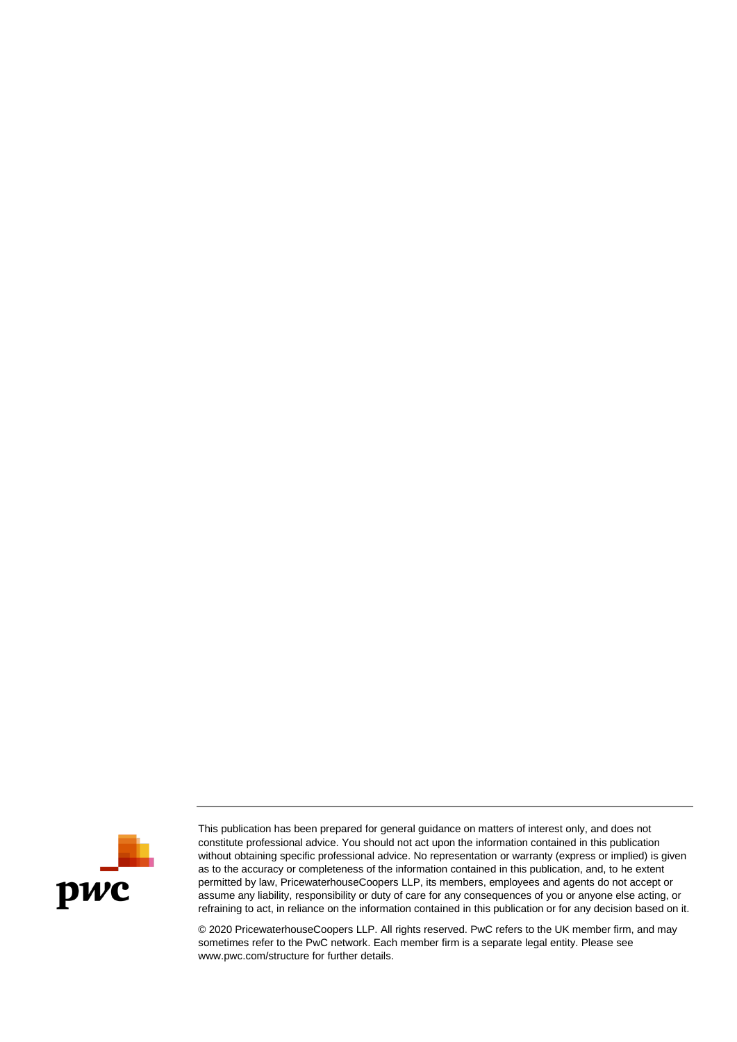This publication has been prepared for general guidance on matters of interest only, and does not constitute professional advice. You should not act upon the information contained in this publication without obtaining specific professional advice. No representation or warranty (express or implied) is given as to the accuracy or completeness of the information contained in this publication, and, to he extent permitted by law, PricewaterhouseCoopers LLP, its members, employees and agents do not accept or assume any liability, responsibility or duty of care for any consequences of you or anyone else acting, or refraining to act, in reliance on the information contained in this publication or for any decision based on it.

© 2020 PricewaterhouseCoopers LLP. All rights reserved. PwC refers to the UK member firm, and may sometimes refer to the PwC network. Each member firm is a separate legal entity. Please see www.pwc.com/structure for further details.